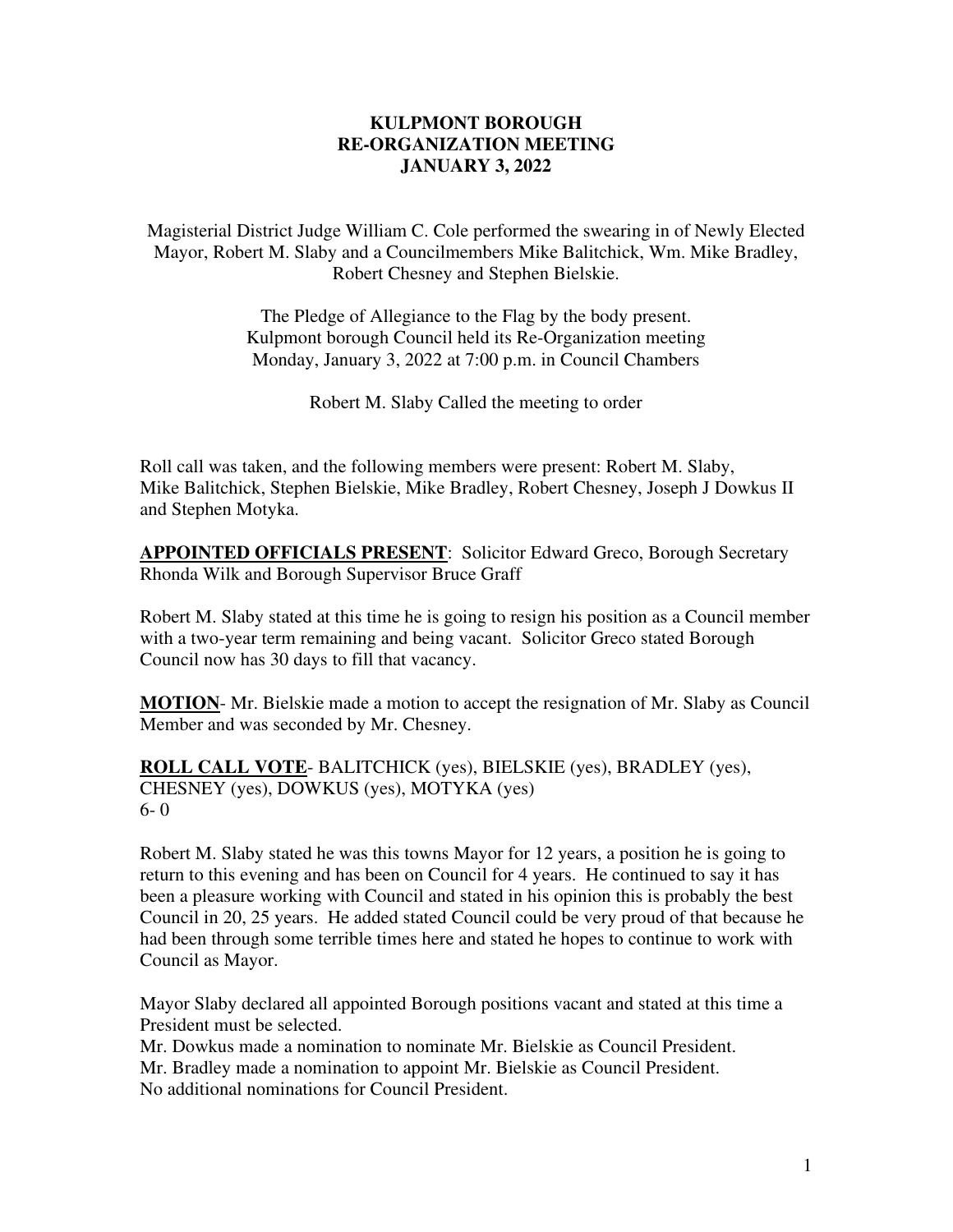# KULPMONT BOROUGH
# RE-ORGANIZATION MEETING
# JANUARY 3, 2022

Magisterial District Judge William C. Cole performed the swearing in of Newly Elected Mayor, Robert M. Slaby and a Councilmembers Mike Balitchick, Wm. Mike Bradley, Robert Chesney and Stephen Bielskie.

The Pledge of Allegiance to the Flag by the body present.
Kulpmont borough Council held its Re-Organization meeting Monday, January 3, 2022 at 7:00 p.m. in Council Chambers

Robert M. Slaby Called the meeting to order

Roll call was taken, and the following members were present: Robert M. Slaby, Mike Balitchick, Stephen Bielskie, Mike Bradley, Robert Chesney, Joseph J Dowkus II and Stephen Motyka.

**APPOINTED OFFICIALS PRESENT**: Solicitor Edward Greco, Borough Secretary Rhonda Wilk and Borough Supervisor Bruce Graff

Robert M. Slaby stated at this time he is going to resign his position as a Council member with a two-year term remaining and being vacant. Solicitor Greco stated Borough Council now has 30 days to fill that vacancy.

**MOTION**- Mr. Bielskie made a motion to accept the resignation of Mr. Slaby as Council Member and was seconded by Mr. Chesney.

**ROLL CALL VOTE**- BALITCHICK (yes), BIELSKIE (yes), BRADLEY (yes), CHESNEY (yes), DOWKUS (yes), MOTYKA (yes)
6- 0

Robert M. Slaby stated he was this towns Mayor for 12 years, a position he is going to return to this evening and has been on Council for 4 years. He continued to say it has been a pleasure working with Council and stated in his opinion this is probably the best Council in 20, 25 years. He added stated Council could be very proud of that because he had been through some terrible times here and stated he hopes to continue to work with Council as Mayor.

Mayor Slaby declared all appointed Borough positions vacant and stated at this time a President must be selected.
Mr. Dowkus made a nomination to nominate Mr. Bielskie as Council President.
Mr. Bradley made a nomination to appoint Mr. Bielskie as Council President.
No additional nominations for Council President.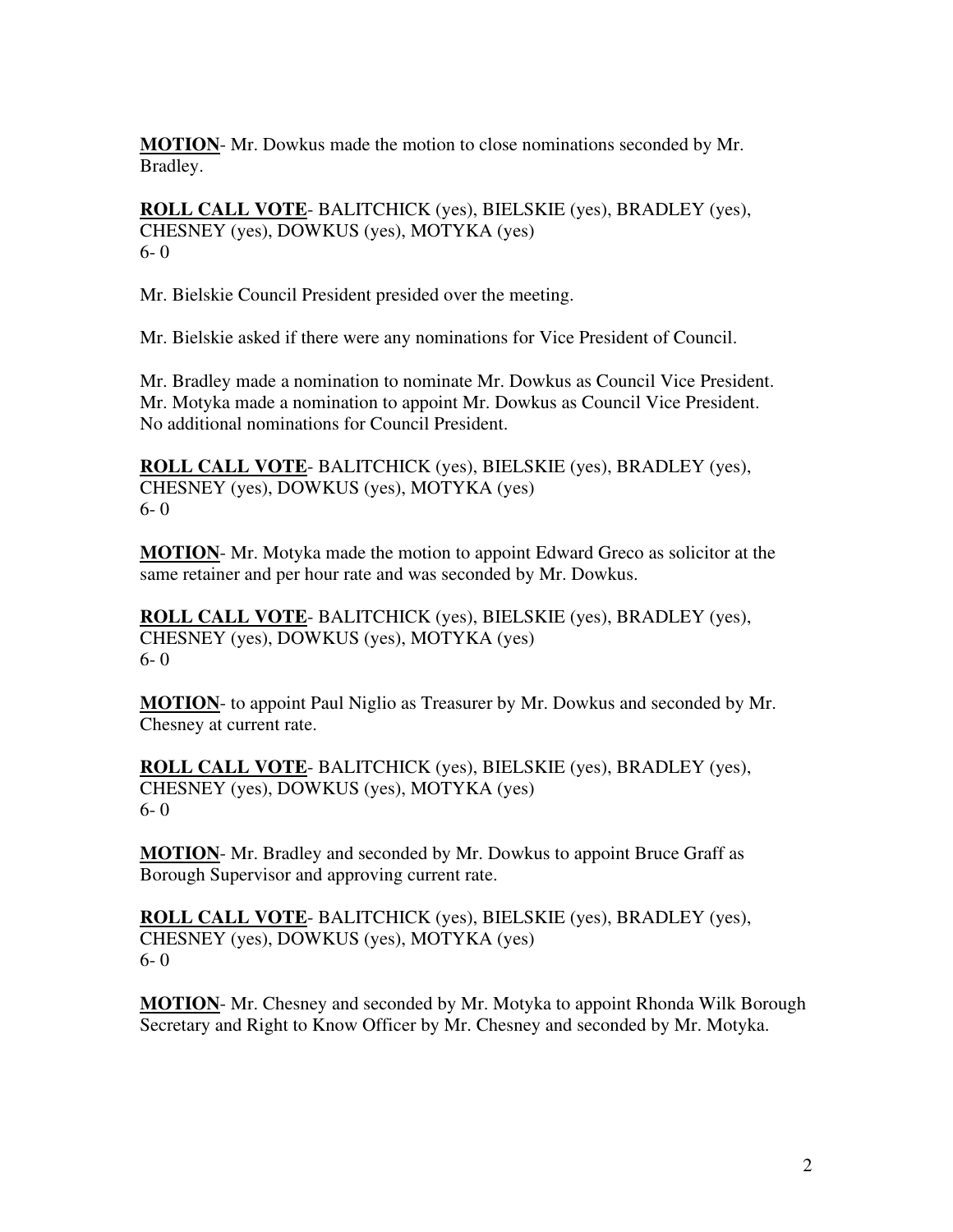**MOTION**- Mr. Dowkus made the motion to close nominations seconded by Mr. Bradley.

**ROLL CALL VOTE**- BALITCHICK (yes), BIELSKIE (yes), BRADLEY (yes), CHESNEY (yes), DOWKUS (yes), MOTYKA (yes)
6- 0

Mr. Bielskie Council President presided over the meeting.

Mr. Bielskie asked if there were any nominations for Vice President of Council.

Mr. Bradley made a nomination to nominate Mr. Dowkus as Council Vice President.
Mr. Motyka made a nomination to appoint Mr. Dowkus as Council Vice President.
No additional nominations for Council President.

**ROLL CALL VOTE**- BALITCHICK (yes), BIELSKIE (yes), BRADLEY (yes), CHESNEY (yes), DOWKUS (yes), MOTYKA (yes)
6- 0

**MOTION**- Mr. Motyka made the motion to appoint Edward Greco as solicitor at the same retainer and per hour rate and was seconded by Mr. Dowkus.

**ROLL CALL VOTE**- BALITCHICK (yes), BIELSKIE (yes), BRADLEY (yes), CHESNEY (yes), DOWKUS (yes), MOTYKA (yes)
6- 0

**MOTION**- to appoint Paul Niglio as Treasurer by Mr. Dowkus and seconded by Mr. Chesney at current rate.

**ROLL CALL VOTE**- BALITCHICK (yes), BIELSKIE (yes), BRADLEY (yes), CHESNEY (yes), DOWKUS (yes), MOTYKA (yes)
6- 0

**MOTION**- Mr. Bradley and seconded by Mr. Dowkus to appoint Bruce Graff as Borough Supervisor and approving current rate.

**ROLL CALL VOTE**- BALITCHICK (yes), BIELSKIE (yes), BRADLEY (yes), CHESNEY (yes), DOWKUS (yes), MOTYKA (yes)
6- 0

**MOTION**- Mr. Chesney and seconded by Mr. Motyka to appoint Rhonda Wilk Borough Secretary and Right to Know Officer by Mr. Chesney and seconded by Mr. Motyka.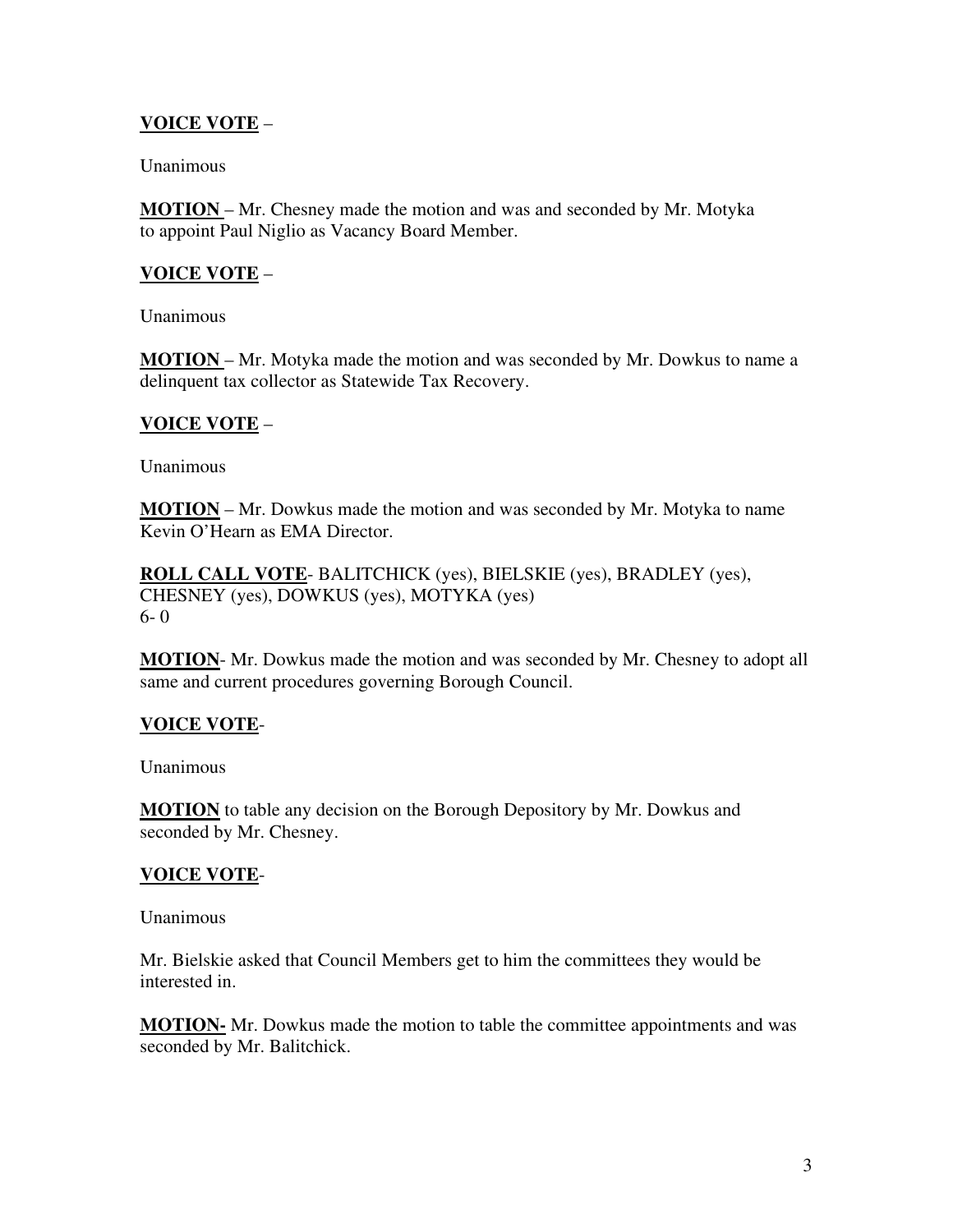**VOICE VOTE** –

Unanimous

**MOTION** – Mr. Chesney made the motion and was and seconded by Mr. Motyka to appoint Paul Niglio as Vacancy Board Member.

**VOICE VOTE** –

Unanimous

**MOTION** – Mr. Motyka made the motion and was seconded by Mr. Dowkus to name a delinquent tax collector as Statewide Tax Recovery.

**VOICE VOTE** –

Unanimous

**MOTION** – Mr. Dowkus made the motion and was seconded by Mr. Motyka to name Kevin O'Hearn as EMA Director.

**ROLL CALL VOTE**- BALITCHICK (yes), BIELSKIE (yes), BRADLEY (yes), CHESNEY (yes), DOWKUS (yes), MOTYKA (yes)
6- 0

**MOTION**- Mr. Dowkus made the motion and was seconded by Mr. Chesney to adopt all same and current procedures governing Borough Council.

**VOICE VOTE**-

Unanimous

**MOTION** to table any decision on the Borough Depository by Mr. Dowkus and seconded by Mr. Chesney.

**VOICE VOTE**-

Unanimous

Mr. Bielskie asked that Council Members get to him the committees they would be interested in.

**MOTION-** Mr. Dowkus made the motion to table the committee appointments and was seconded by Mr. Balitchick.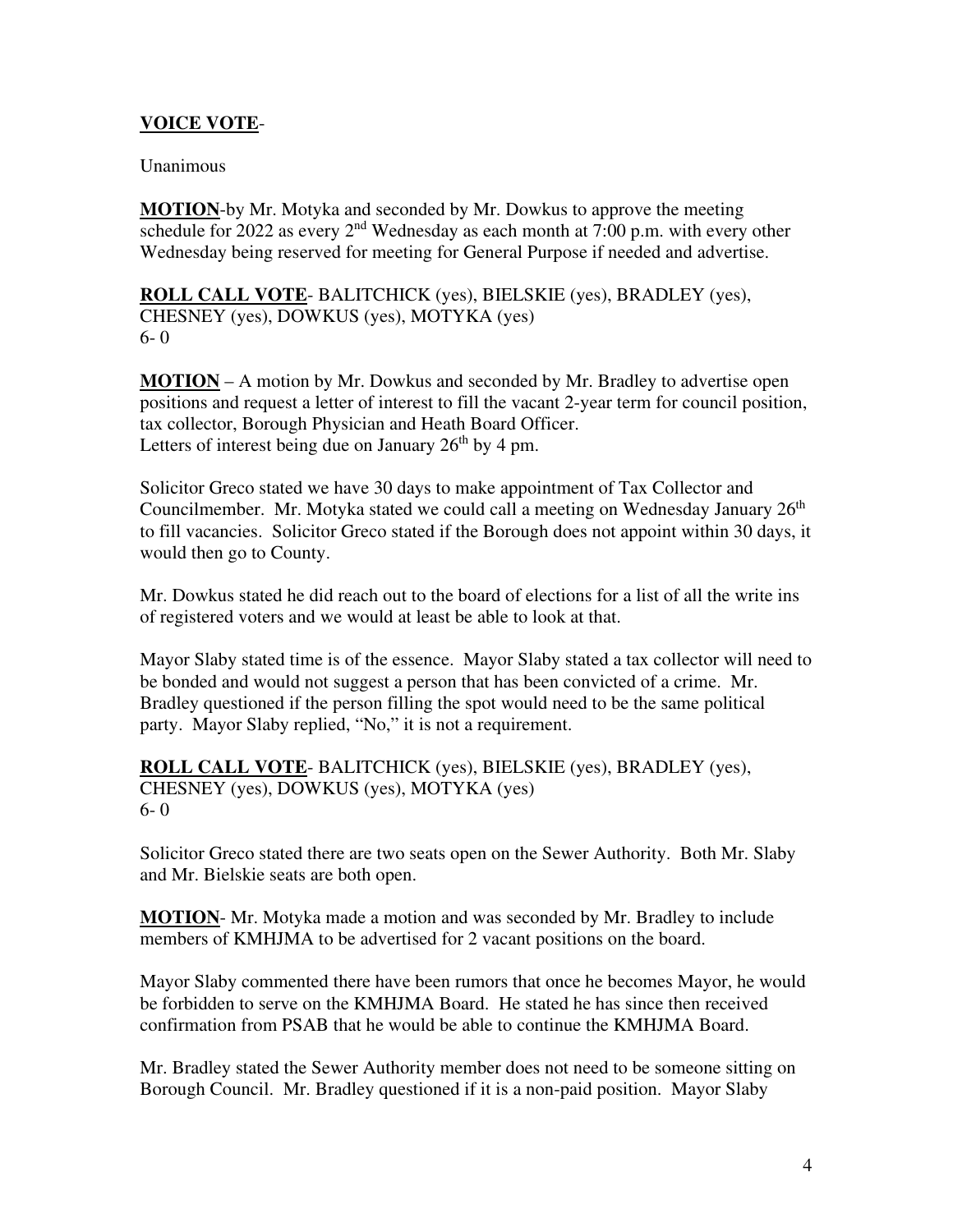**VOICE VOTE**-

Unanimous

**MOTION**-by Mr. Motyka and seconded by Mr. Dowkus to approve the meeting schedule for 2022 as every 2nd Wednesday as each month at 7:00 p.m. with every other Wednesday being reserved for meeting for General Purpose if needed and advertise.

**ROLL CALL VOTE**- BALITCHICK (yes), BIELSKIE (yes), BRADLEY (yes), CHESNEY (yes), DOWKUS (yes), MOTYKA (yes)
6- 0

**MOTION** – A motion by Mr. Dowkus and seconded by Mr. Bradley to advertise open positions and request a letter of interest to fill the vacant 2-year term for council position, tax collector, Borough Physician and Heath Board Officer.
Letters of interest being due on January 26th by 4 pm.

Solicitor Greco stated we have 30 days to make appointment of Tax Collector and Councilmember. Mr. Motyka stated we could call a meeting on Wednesday January 26th to fill vacancies. Solicitor Greco stated if the Borough does not appoint within 30 days, it would then go to County.

Mr. Dowkus stated he did reach out to the board of elections for a list of all the write ins of registered voters and we would at least be able to look at that.

Mayor Slaby stated time is of the essence. Mayor Slaby stated a tax collector will need to be bonded and would not suggest a person that has been convicted of a crime. Mr. Bradley questioned if the person filling the spot would need to be the same political party. Mayor Slaby replied, "No," it is not a requirement.

**ROLL CALL VOTE**- BALITCHICK (yes), BIELSKIE (yes), BRADLEY (yes), CHESNEY (yes), DOWKUS (yes), MOTYKA (yes)
6- 0

Solicitor Greco stated there are two seats open on the Sewer Authority. Both Mr. Slaby and Mr. Bielskie seats are both open.

**MOTION**- Mr. Motyka made a motion and was seconded by Mr. Bradley to include members of KMHJMA to be advertised for 2 vacant positions on the board.

Mayor Slaby commented there have been rumors that once he becomes Mayor, he would be forbidden to serve on the KMHJMA Board. He stated he has since then received confirmation from PSAB that he would be able to continue the KMHJMA Board.

Mr. Bradley stated the Sewer Authority member does not need to be someone sitting on Borough Council. Mr. Bradley questioned if it is a non-paid position. Mayor Slaby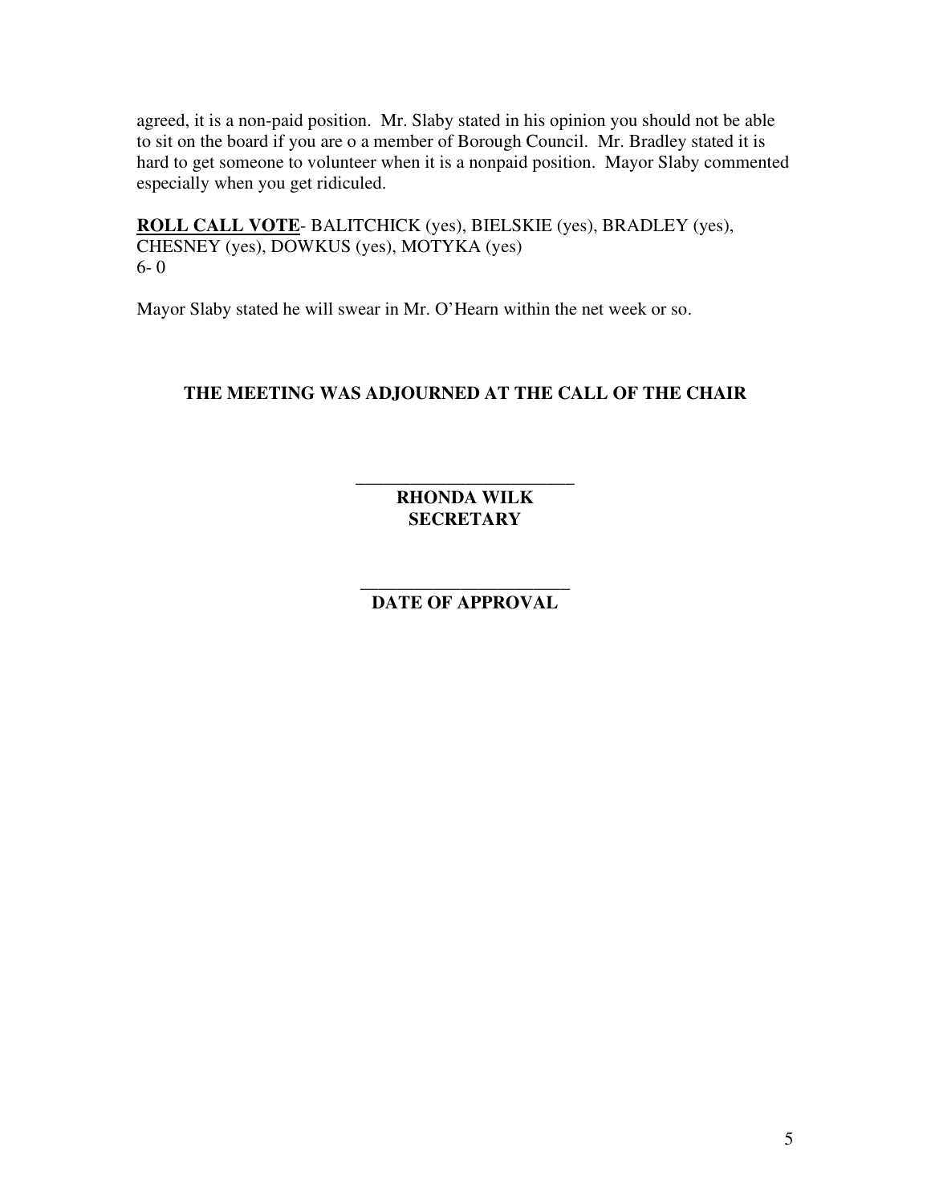agreed, it is a non-paid position. Mr. Slaby stated in his opinion you should not be able to sit on the board if you are o a member of Borough Council. Mr. Bradley stated it is hard to get someone to volunteer when it is a nonpaid position. Mayor Slaby commented especially when you get ridiculed.

**ROLL CALL VOTE**- BALITCHICK (yes), BIELSKIE (yes), BRADLEY (yes), CHESNEY (yes), DOWKUS (yes), MOTYKA (yes)
6- 0

Mayor Slaby stated he will swear in Mr. O'Hearn within the net week or so.

**THE MEETING WAS ADJOURNED AT THE CALL OF THE CHAIR**

________________________
**RHONDA WILK**
**SECRETARY**

________________________
**DATE OF APPROVAL**